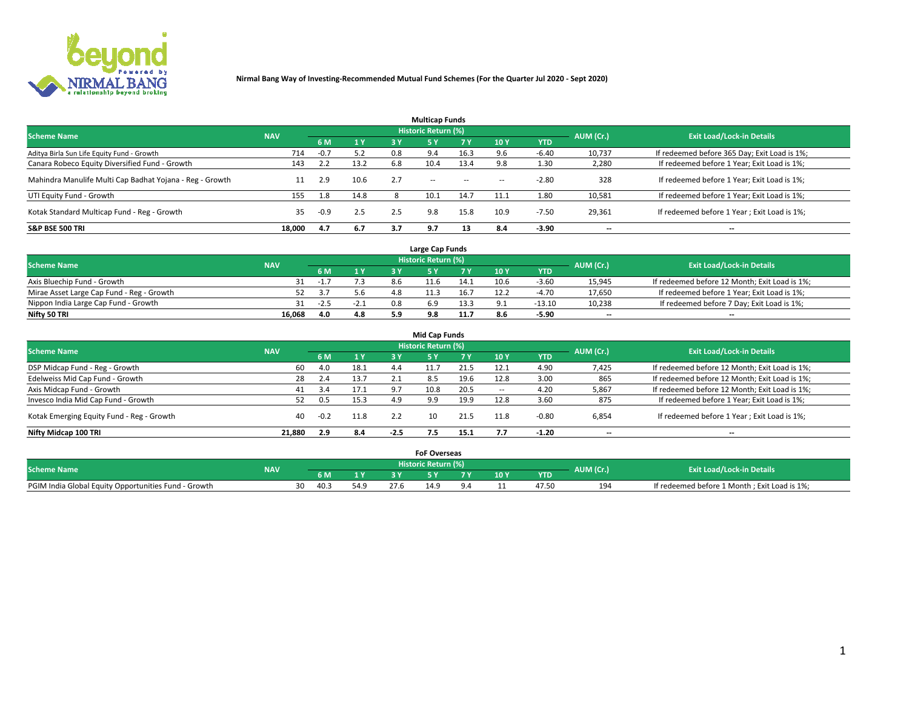**Nirmal Bang Way of Investing-Recommended Mutual Fund Schemes (For the Quarter Jul 2020 - Sept 2020)**

### Multicap Funds

| Scheme Name | NAV | Historic Return (%) | | | | | | | AUM (Cr.) | Exit Load/Lock-in Details |
|---|---|---|---|---|---|---|---|---|---|---|
| | | 6 M | 1 Y | 3 Y | 5 Y | 7 Y | 10 Y | YTD | | |
| Aditya Birla Sun Life Equity Fund - Growth | 714 | -0.7 | 5.2 | 0.8 | 9.4 | 16.3 | 9.6 | -6.40 | 10,737 | If redeemed before 365 Day; Exit Load is 1%; |
| Canara Robeco Equity Diversified Fund - Growth | 143 | 2.2 | 13.2 | 6.8 | 10.4 | 13.4 | 9.8 | 1.30 | 2,280 | If redeemed before 1 Year; Exit Load is 1%; |
| Mahindra Manulife Multi Cap Badhat Yojana - Reg - Growth | 11 | 2.9 | 10.6 | 2.7 | -- | -- | -- | -2.80 | 328 | If redeemed before 1 Year; Exit Load is 1%; |
| UTI Equity Fund - Growth | 155 | 1.8 | 14.8 | 8 | 10.1 | 14.7 | 11.1 | 1.80 | 10,581 | If redeemed before 1 Year; Exit Load is 1%; |
| Kotak Standard Multicap Fund - Reg - Growth | 35 | -0.9 | 2.5 | 2.5 | 9.8 | 15.8 | 10.9 | -7.50 | 29,361 | If redeemed before 1 Year ; Exit Load is 1%; |
| **S&P BSE 500 TRI** | **18,000** | **4.7** | **6.7** | **3.7** | **9.7** | **13** | **8.4** | **-3.90** | -- | -- |

### Large Cap Funds

| Scheme Name | NAV | Historic Return (%) | | | | | | | AUM (Cr.) | Exit Load/Lock-in Details |
|---|---|---|---|---|---|---|---|---|---|---|
| | | 6 M | 1 Y | 3 Y | 5 Y | 7 Y | 10 Y | YTD | | |
| Axis Bluechip Fund - Growth | 31 | -1.7 | 7.3 | 8.6 | 11.6 | 14.1 | 10.6 | -3.60 | 15,945 | If redeemed before 12 Month; Exit Load is 1%; |
| Mirae Asset Large Cap Fund - Reg - Growth | 52 | 3.7 | 5.6 | 4.8 | 11.3 | 16.7 | 12.2 | -4.70 | 17,650 | If redeemed before 1 Year; Exit Load is 1%; |
| Nippon India Large Cap Fund - Growth | 31 | -2.5 | -2.1 | 0.8 | 6.9 | 13.3 | 9.1 | -13.10 | 10,238 | If redeemed before 7 Day; Exit Load is 1%; |
| **Nifty 50 TRI** | **16,068** | **4.0** | **4.8** | **5.9** | **9.8** | **11.7** | **8.6** | **-5.90** | -- | -- |

### Mid Cap Funds

| Scheme Name | NAV | Historic Return (%) | | | | | | | AUM (Cr.) | Exit Load/Lock-in Details |
|---|---|---|---|---|---|---|---|---|---|---|
| | | 6 M | 1 Y | 3 Y | 5 Y | 7 Y | 10 Y | YTD | | |
| DSP Midcap Fund - Reg - Growth | 60 | 4.0 | 18.1 | 4.4 | 11.7 | 21.5 | 12.1 | 4.90 | 7,425 | If redeemed before 12 Month; Exit Load is 1%; |
| Edelweiss Mid Cap Fund - Growth | 28 | 2.4 | 13.7 | 2.1 | 8.5 | 19.6 | 12.8 | 3.00 | 865 | If redeemed before 12 Month; Exit Load is 1%; |
| Axis Midcap Fund - Growth | 41 | 3.4 | 17.1 | 9.7 | 10.8 | 20.5 | -- | 4.20 | 5,867 | If redeemed before 12 Month; Exit Load is 1%; |
| Invesco India Mid Cap Fund - Growth | 52 | 0.5 | 15.3 | 4.9 | 9.9 | 19.9 | 12.8 | 3.60 | 875 | If redeemed before 1 Year; Exit Load is 1%; |
| Kotak Emerging Equity Fund - Reg - Growth | 40 | -0.2 | 11.8 | 2.2 | 10 | 21.5 | 11.8 | -0.80 | 6,854 | If redeemed before 1 Year ; Exit Load is 1%; |
| **Nifty Midcap 100 TRI** | **21,880** | **2.9** | **8.4** | **-2.5** | **7.5** | **15.1** | **7.7** | **-1.20** | -- | -- |

### FoF Overseas

| Scheme Name | NAV | Historic Return (%) | | | | | | | AUM (Cr.) | Exit Load/Lock-in Details |
|---|---|---|---|---|---|---|---|---|---|---|
| | | 6 M | 1 Y | 3 Y | 5 Y | 7 Y | 10 Y | YTD | | |
| PGIM India Global Equity Opportunities Fund - Growth | 30 | 40.3 | 54.9 | 27.6 | 14.9 | 9.4 | 11 | 47.50 | 194 | If redeemed before 1 Month ; Exit Load is 1%; |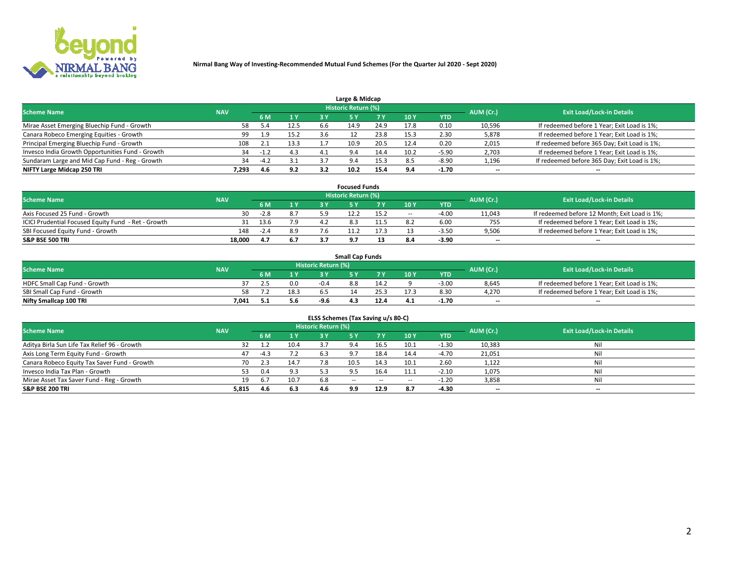Nirmal Bang Way of Investing-Recommended Mutual Fund Schemes (For the Quarter Jul 2020 - Sept 2020)

### Large & Midcap

| Scheme Name | NAV | Historic Return (%) | | | | | | | AUM (Cr.) | Exit Load/Lock-in Details |
|---|---|---|---|---|---|---|---|---|---|---|
| | | 6 M | 1 Y | 3 Y | 5 Y | 7 Y | 10 Y | YTD | | |
| Mirae Asset Emerging Bluechip Fund - Growth | 58 | 5.4 | 12.5 | 6.6 | 14.9 | 24.9 | 17.8 | 0.10 | 10,596 | If redeemed before 1 Year; Exit Load is 1%; |
| Canara Robeco Emerging Equities - Growth | 99 | 1.9 | 15.2 | 3.6 | 12 | 23.8 | 15.3 | 2.30 | 5,878 | If redeemed before 1 Year; Exit Load is 1%; |
| Principal Emerging Bluechip Fund - Growth | 108 | 2.1 | 13.3 | 1.7 | 10.9 | 20.5 | 12.4 | 0.20 | 2,015 | If redeemed before 365 Day; Exit Load is 1%; |
| Invesco India Growth Opportunities Fund - Growth | 34 | -1.2 | 4.3 | 4.1 | 9.4 | 14.4 | 10.2 | -5.90 | 2,703 | If redeemed before 1 Year; Exit Load is 1%; |
| Sundaram Large and Mid Cap Fund - Reg - Growth | 34 | -4.2 | 3.1 | 3.7 | 9.4 | 15.3 | 8.5 | -8.90 | 1,196 | If redeemed before 365 Day; Exit Load is 1%; |
| **NIFTY Large Midcap 250 TRI** | **7,293** | **4.6** | **9.2** | **3.2** | **10.2** | **15.4** | **9.4** | **-1.70** | -- | -- |

### Focused Funds

| Scheme Name | NAV | Historic Return (%) | | | | | | | AUM (Cr.) | Exit Load/Lock-in Details |
|---|---|---|---|---|---|---|---|---|---|---|
| | | 6 M | 1 Y | 3 Y | 5 Y | 7 Y | 10 Y | YTD | | |
| Axis Focused 25 Fund - Growth | 30 | -2.8 | 8.7 | 5.9 | 12.2 | 15.2 | -- | -4.00 | 11,043 | If redeemed before 12 Month; Exit Load is 1%; |
| ICICI Prudential Focused Equity Fund - Ret - Growth | 31 | 13.6 | 7.9 | 4.2 | 8.3 | 11.5 | 8.2 | 6.00 | 755 | If redeemed before 1 Year; Exit Load is 1%; |
| SBI Focused Equity Fund - Growth | 148 | -2.4 | 8.9 | 7.6 | 11.2 | 17.3 | 13 | -3.50 | 9,506 | If redeemed before 1 Year; Exit Load is 1%; |
| **S&P BSE 500 TRI** | **18,000** | **4.7** | **6.7** | **3.7** | **9.7** | **13** | **8.4** | **-3.90** | -- | -- |

### Small Cap Funds

| Scheme Name | NAV | Historic Return (%) | | | | | | | AUM (Cr.) | Exit Load/Lock-in Details |
|---|---|---|---|---|---|---|---|---|---|---|
| | | 6 M | 1 Y | 3 Y | 5 Y | 7 Y | 10 Y | YTD | | |
| HDFC Small Cap Fund - Growth | 37 | 2.5 | 0.0 | -0.4 | 8.8 | 14.2 | 9 | -3.00 | 8,645 | If redeemed before 1 Year; Exit Load is 1%; |
| SBI Small Cap Fund - Growth | 58 | 7.2 | 18.3 | 6.5 | 14 | 25.3 | 17.3 | 8.30 | 4,270 | If redeemed before 1 Year; Exit Load is 1%; |
| **Nifty Smallcap 100 TRI** | **7,041** | **5.1** | **5.6** | **-9.6** | **4.3** | **12.4** | **4.1** | **-1.70** | -- | -- |

### ELSS Schemes (Tax Saving u/s 80-C)

| Scheme Name | NAV | Historic Return (%) | | | | | | | AUM (Cr.) | Exit Load/Lock-in Details |
|---|---|---|---|---|---|---|---|---|---|---|
| | | 6 M | 1 Y | 3 Y | 5 Y | 7 Y | 10 Y | YTD | | |
| Aditya Birla Sun Life Tax Relief 96 - Growth | 32 | 1.2 | 10.4 | 3.7 | 9.4 | 16.5 | 10.1 | -1.30 | 10,383 | Nil |
| Axis Long Term Equity Fund - Growth | 47 | -4.3 | 7.2 | 6.3 | 9.7 | 18.4 | 14.4 | -4.70 | 21,051 | Nil |
| Canara Robeco Equity Tax Saver Fund - Growth | 70 | 2.3 | 14.7 | 7.8 | 10.5 | 14.3 | 10.1 | 2.60 | 1,122 | Nil |
| Invesco India Tax Plan - Growth | 53 | 0.4 | 9.3 | 5.3 | 9.5 | 16.4 | 11.1 | -2.10 | 1,075 | Nil |
| Mirae Asset Tax Saver Fund - Reg - Growth | 19 | 6.7 | 10.7 | 6.8 | -- | -- | -- | -1.20 | 3,858 | Nil |
| **S&P BSE 200 TRI** | **5,815** | **4.6** | **6.3** | **4.6** | **9.9** | **12.9** | **8.7** | **-4.30** | -- | -- |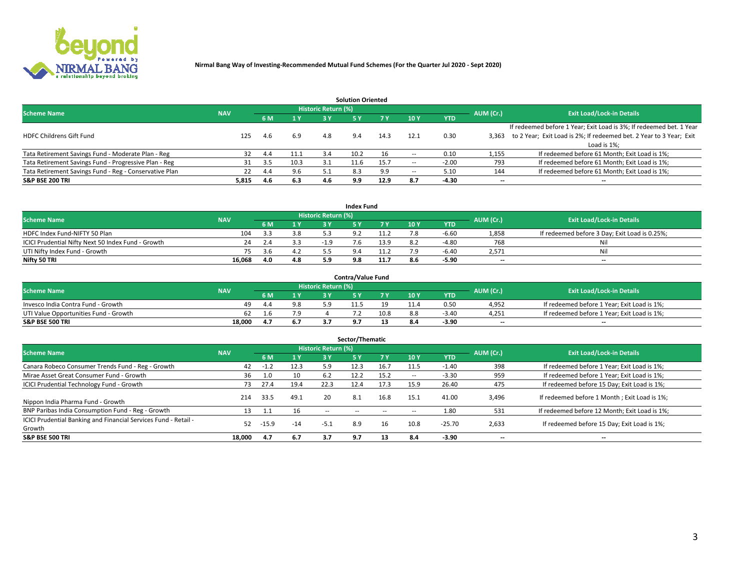**Nirmal Bang Way of Investing-Recommended Mutual Fund Schemes (For the Quarter Jul 2020 - Sept 2020)**

## Solution Oriented

| Scheme Name | NAV | Historic Return (%) | | | | | | | AUM (Cr.) | Exit Load/Lock-in Details |
|---|---|---|---|---|---|---|---|---|---|---|
| | | 6 M | 1 Y | 3 Y | 5 Y | 7 Y | 10 Y | YTD | | |
| HDFC Childrens Gift Fund | 125 | 4.6 | 6.9 | 4.8 | 9.4 | 14.3 | 12.1 | 0.30 | 3,363 | If redeemed before 1 Year; Exit Load is 3%; If redeemed bet. 1 Year to 2 Year; Exit Load is 2%; If redeemed bet. 2 Year to 3 Year; Exit Load is 1%; |
| Tata Retirement Savings Fund - Moderate Plan - Reg | 32 | 4.4 | 11.1 | 3.4 | 10.2 | 16 | -- | 0.10 | 1,155 | If redeemed before 61 Month; Exit Load is 1%; |
| Tata Retirement Savings Fund - Progressive Plan - Reg | 31 | 3.5 | 10.3 | 3.1 | 11.6 | 15.7 | -- | -2.00 | 793 | If redeemed before 61 Month; Exit Load is 1%; |
| Tata Retirement Savings Fund - Reg - Conservative Plan | 22 | 4.4 | 9.6 | 5.1 | 8.3 | 9.9 | -- | 5.10 | 144 | If redeemed before 61 Month; Exit Load is 1%; |
| **S&P BSE 200 TRI** | **5,815** | **4.6** | **6.3** | **4.6** | **9.9** | **12.9** | **8.7** | **-4.30** | **--** | **--** |

## Index Fund

| Scheme Name | NAV | Historic Return (%) | | | | | | | AUM (Cr.) | Exit Load/Lock-in Details |
|---|---|---|---|---|---|---|---|---|---|---|
| | | 6 M | 1 Y | 3 Y | 5 Y | 7 Y | 10 Y | YTD | | |
| HDFC Index Fund-NIFTY 50 Plan | 104 | 3.3 | 3.8 | 5.3 | 9.2 | 11.2 | 7.8 | -6.60 | 1,858 | If redeemed before 3 Day; Exit Load is 0.25%; |
| ICICI Prudential Nifty Next 50 Index Fund - Growth | 24 | 2.4 | 3.3 | -1.9 | 7.6 | 13.9 | 8.2 | -4.80 | 768 | Nil |
| UTI Nifty Index Fund - Growth | 75 | 3.6 | 4.2 | 5.5 | 9.4 | 11.2 | 7.9 | -6.40 | 2,571 | Nil |
| **Nifty 50 TRI** | **16,068** | **4.0** | **4.8** | **5.9** | **9.8** | **11.7** | **8.6** | **-5.90** | **--** | **--** |

## Contra/Value Fund

| Scheme Name | NAV | Historic Return (%) | | | | | | | AUM (Cr.) | Exit Load/Lock-in Details |
|---|---|---|---|---|---|---|---|---|---|---|
| | | 6 M | 1 Y | 3 Y | 5 Y | 7 Y | 10 Y | YTD | | |
| Invesco India Contra Fund - Growth | 49 | 4.4 | 9.8 | 5.9 | 11.5 | 19 | 11.4 | 0.50 | 4,952 | If redeemed before 1 Year; Exit Load is 1%; |
| UTI Value Opportunities Fund - Growth | 62 | 1.6 | 7.9 | 4 | 7.2 | 10.8 | 8.8 | -3.40 | 4,251 | If redeemed before 1 Year; Exit Load is 1%; |
| **S&P BSE 500 TRI** | **18,000** | **4.7** | **6.7** | **3.7** | **9.7** | **13** | **8.4** | **-3.90** | **--** | **--** |

## Sector/Thematic

| Scheme Name | NAV | Historic Return (%) | | | | | | | AUM (Cr.) | Exit Load/Lock-in Details |
|---|---|---|---|---|---|---|---|---|---|---|
| | | 6 M | 1 Y | 3 Y | 5 Y | 7 Y | 10 Y | YTD | | |
| Canara Robeco Consumer Trends Fund - Reg - Growth | 42 | -1.2 | 12.3 | 5.9 | 12.3 | 16.7 | 11.5 | -1.40 | 398 | If redeemed before 1 Year; Exit Load is 1%; |
| Mirae Asset Great Consumer Fund - Growth | 36 | 1.0 | 10 | 6.2 | 12.2 | 15.2 | -- | -3.30 | 959 | If redeemed before 1 Year; Exit Load is 1%; |
| ICICI Prudential Technology Fund - Growth | 73 | 27.4 | 19.4 | 22.3 | 12.4 | 17.3 | 15.9 | 26.40 | 475 | If redeemed before 15 Day; Exit Load is 1%; |
| Nippon India Pharma Fund - Growth | 214 | 33.5 | 49.1 | 20 | 8.1 | 16.8 | 15.1 | 41.00 | 3,496 | If redeemed before 1 Month ; Exit Load is 1%; |
| BNP Paribas India Consumption Fund - Reg - Growth | 13 | 1.1 | 16 | -- | -- | -- | -- | 1.80 | 531 | If redeemed before 12 Month; Exit Load is 1%; |
| ICICI Prudential Banking and Financial Services Fund - Retail - Growth | 52 | -15.9 | -14 | -5.1 | 8.9 | 16 | 10.8 | -25.70 | 2,633 | If redeemed before 15 Day; Exit Load is 1%; |
| **S&P BSE 500 TRI** | **18,000** | **4.7** | **6.7** | **3.7** | **9.7** | **13** | **8.4** | **-3.90** | **--** | **--** |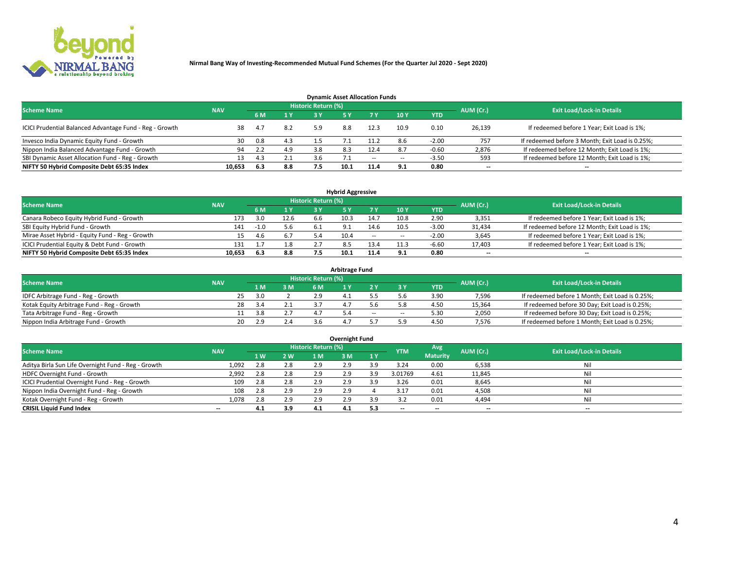**Nirmal Bang Way of Investing-Recommended Mutual Fund Schemes (For the Quarter Jul 2020 - Sept 2020)**

## Dynamic Asset Allocation Funds

| Scheme Name | NAV | Historic Return (%) | | | | | | | AUM (Cr.) | Exit Load/Lock-in Details |
|---|---|---|---|---|---|---|---|---|---|---|
| | | 6 M | 1 Y | 3 Y | 5 Y | 7 Y | 10 Y | YTD | | |
| ICICI Prudential Balanced Advantage Fund - Reg - Growth | 38 | 4.7 | 8.2 | 5.9 | 8.8 | 12.3 | 10.9 | 0.10 | 26,139 | If redeemed before 1 Year; Exit Load is 1%; |
| Invesco India Dynamic Equity Fund - Growth | 30 | 0.8 | 4.3 | 1.5 | 7.1 | 11.2 | 8.6 | -2.00 | 757 | If redeemed before 3 Month; Exit Load is 0.25%; |
| Nippon India Balanced Advantage Fund - Growth | 94 | 2.2 | 4.9 | 3.8 | 8.3 | 12.4 | 8.7 | -0.60 | 2,876 | If redeemed before 12 Month; Exit Load is 1%; |
| SBI Dynamic Asset Allocation Fund - Reg - Growth | 13 | 4.3 | 2.1 | 3.6 | 7.1 | -- | -- | -3.50 | 593 | If redeemed before 12 Month; Exit Load is 1%; |
| **NIFTY 50 Hybrid Composite Debt 65:35 Index** | **10,653** | **6.3** | **8.8** | **7.5** | **10.1** | **11.4** | **9.1** | **0.80** | **--** | **--** |

## Hybrid Aggressive

| Scheme Name | NAV | Historic Return (%) | | | | | | | AUM (Cr.) | Exit Load/Lock-in Details |
|---|---|---|---|---|---|---|---|---|---|---|
| | | 6 M | 1 Y | 3 Y | 5 Y | 7 Y | 10 Y | YTD | | |
| Canara Robeco Equity Hybrid Fund - Growth | 173 | 3.0 | 12.6 | 6.6 | 10.3 | 14.7 | 10.8 | 2.90 | 3,351 | If redeemed before 1 Year; Exit Load is 1%; |
| SBI Equity Hybrid Fund - Growth | 141 | -1.0 | 5.6 | 6.1 | 9.1 | 14.6 | 10.5 | -3.00 | 31,434 | If redeemed before 12 Month; Exit Load is 1%; |
| Mirae Asset Hybrid - Equity Fund - Reg - Growth | 15 | 4.6 | 6.7 | 5.4 | 10.4 | -- | -- | -2.00 | 3,645 | If redeemed before 1 Year; Exit Load is 1%; |
| ICICI Prudential Equity & Debt Fund - Growth | 131 | 1.7 | 1.8 | 2.7 | 8.5 | 13.4 | 11.3 | -6.60 | 17,403 | If redeemed before 1 Year; Exit Load is 1%; |
| **NIFTY 50 Hybrid Composite Debt 65:35 Index** | **10,653** | **6.3** | **8.8** | **7.5** | **10.1** | **11.4** | **9.1** | **0.80** | **--** | **--** |

## Arbitrage Fund

| Scheme Name | NAV | Historic Return (%) | | | | | | | AUM (Cr.) | Exit Load/Lock-in Details |
|---|---|---|---|---|---|---|---|---|---|---|
| | | 1 M | 3 M | 6 M | 1 Y | 2 Y | 3 Y | YTD | | |
| IDFC Arbitrage Fund - Reg - Growth | 25 | 3.0 | 2 | 2.9 | 4.1 | 5.5 | 5.6 | 3.90 | 7,596 | If redeemed before 1 Month; Exit Load is 0.25%; |
| Kotak Equity Arbitrage Fund - Reg - Growth | 28 | 3.4 | 2.1 | 3.7 | 4.7 | 5.6 | 5.8 | 4.50 | 15,364 | If redeemed before 30 Day; Exit Load is 0.25%; |
| Tata Arbitrage Fund - Reg - Growth | 11 | 3.8 | 2.7 | 4.7 | 5.4 | -- | -- | 5.30 | 2,050 | If redeemed before 30 Day; Exit Load is 0.25%; |
| Nippon India Arbitrage Fund - Growth | 20 | 2.9 | 2.4 | 3.6 | 4.7 | 5.7 | 5.9 | 4.50 | 7,576 | If redeemed before 1 Month; Exit Load is 0.25%; |

## Overnight Fund

| Scheme Name | NAV | Historic Return (%) | | | | | YTM | Avg Maturity | AUM (Cr.) | Exit Load/Lock-in Details |
|---|---|---|---|---|---|---|---|---|---|---|
| | | 1 W | 2 W | 1 M | 3 M | 1 Y | | | | |
| Aditya Birla Sun Life Overnight Fund - Reg - Growth | 1,092 | 2.8 | 2.8 | 2.9 | 2.9 | 3.9 | 3.24 | 0.00 | 6,538 | Nil |
| HDFC Overnight Fund - Growth | 2,992 | 2.8 | 2.8 | 2.9 | 2.9 | 3.9 | 3.01769 | 4.61 | 11,845 | Nil |
| ICICI Prudential Overnight Fund - Reg - Growth | 109 | 2.8 | 2.8 | 2.9 | 2.9 | 3.9 | 3.26 | 0.01 | 8,645 | Nil |
| Nippon India Overnight Fund - Reg - Growth | 108 | 2.8 | 2.9 | 2.9 | 2.9 | 4 | 3.17 | 0.01 | 4,508 | Nil |
| Kotak Overnight Fund - Reg - Growth | 1,078 | 2.8 | 2.9 | 2.9 | 2.9 | 3.9 | 3.2 | 0.01 | 4,494 | Nil |
| **CRISIL Liquid Fund Index** | **--** | **4.1** | **3.9** | **4.1** | **4.1** | **5.3** | **--** | **--** | **--** | **--** |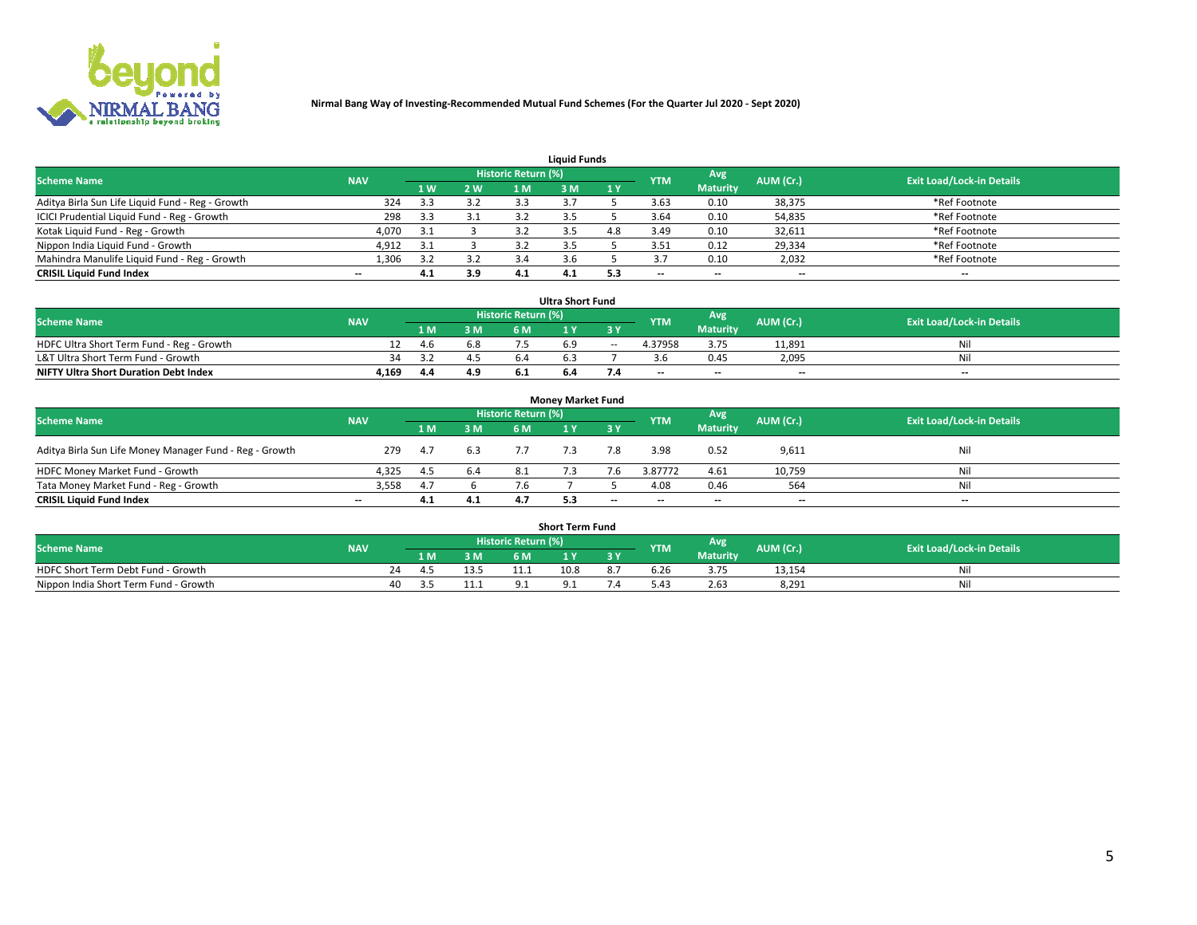Nirmal Bang Way of Investing-Recommended Mutual Fund Schemes (For the Quarter Jul 2020 - Sept 2020)

### Liquid Funds

| Scheme Name | NAV | Historic Return (%) | | | | | YTM | Avg Maturity | AUM (Cr.) | Exit Load/Lock-in Details |
|---|---|---|---|---|---|---|---|---|---|---|
| | | 1 W | 2 W | 1 M | 3 M | 1 Y | | | | |
| Aditya Birla Sun Life Liquid Fund - Reg - Growth | 324 | 3.3 | 3.2 | 3.3 | 3.7 | 5 | 3.63 | 0.10 | 38,375 | *Ref Footnote |
| ICICI Prudential Liquid Fund - Reg - Growth | 298 | 3.3 | 3.1 | 3.2 | 3.5 | 5 | 3.64 | 0.10 | 54,835 | *Ref Footnote |
| Kotak Liquid Fund - Reg - Growth | 4,070 | 3.1 | 3 | 3.2 | 3.5 | 4.8 | 3.49 | 0.10 | 32,611 | *Ref Footnote |
| Nippon India Liquid Fund - Growth | 4,912 | 3.1 | 3 | 3.2 | 3.5 | 5 | 3.51 | 0.12 | 29,334 | *Ref Footnote |
| Mahindra Manulife Liquid Fund - Reg - Growth | 1,306 | 3.2 | 3.2 | 3.4 | 3.6 | 5 | 3.7 | 0.10 | 2,032 | *Ref Footnote |
| **CRISIL Liquid Fund Index** | -- | **4.1** | **3.9** | **4.1** | **4.1** | **5.3** | -- | -- | -- | -- |

### Ultra Short Fund

| Scheme Name | NAV | Historic Return (%) | | | | | YTM | Avg Maturity | AUM (Cr.) | Exit Load/Lock-in Details |
|---|---|---|---|---|---|---|---|---|---|---|
| | | 1 M | 3 M | 6 M | 1 Y | 3 Y | | | | |
| HDFC Ultra Short Term Fund - Reg - Growth | 12 | 4.6 | 6.8 | 7.5 | 6.9 | -- | 4.37958 | 3.75 | 11,891 | Nil |
| L&T Ultra Short Term Fund - Growth | 34 | 3.2 | 4.5 | 6.4 | 6.3 | 7 | 3.6 | 0.45 | 2,095 | Nil |
| **NIFTY Ultra Short Duration Debt Index** | **4,169** | **4.4** | **4.9** | **6.1** | **6.4** | **7.4** | -- | -- | -- | -- |

### Money Market Fund

| Scheme Name | NAV | Historic Return (%) | | | | | YTM | Avg Maturity | AUM (Cr.) | Exit Load/Lock-in Details |
|---|---|---|---|---|---|---|---|---|---|---|
| | | 1 M | 3 M | 6 M | 1 Y | 3 Y | | | | |
| Aditya Birla Sun Life Money Manager Fund - Reg - Growth | 279 | 4.7 | 6.3 | 7.7 | 7.3 | 7.8 | 3.98 | 0.52 | 9,611 | Nil |
| HDFC Money Market Fund - Growth | 4,325 | 4.5 | 6.4 | 8.1 | 7.3 | 7.6 | 3.87772 | 4.61 | 10,759 | Nil |
| Tata Money Market Fund - Reg - Growth | 3,558 | 4.7 | 6 | 7.6 | 7 | 5 | 4.08 | 0.46 | 564 | Nil |
| **CRISIL Liquid Fund Index** | -- | **4.1** | **4.1** | **4.7** | **5.3** | -- | -- | -- | -- | -- |

### Short Term Fund

| Scheme Name | NAV | Historic Return (%) | | | | | YTM | Avg Maturity | AUM (Cr.) | Exit Load/Lock-in Details |
|---|---|---|---|---|---|---|---|---|---|---|
| | | 1 M | 3 M | 6 M | 1 Y | 3 Y | | | | |
| HDFC Short Term Debt Fund - Growth | 24 | 4.5 | 13.5 | 11.1 | 10.8 | 8.7 | 6.26 | 3.75 | 13,154 | Nil |
| Nippon India Short Term Fund - Growth | 40 | 3.5 | 11.1 | 9.1 | 9.1 | 7.4 | 5.43 | 2.63 | 8,291 | Nil |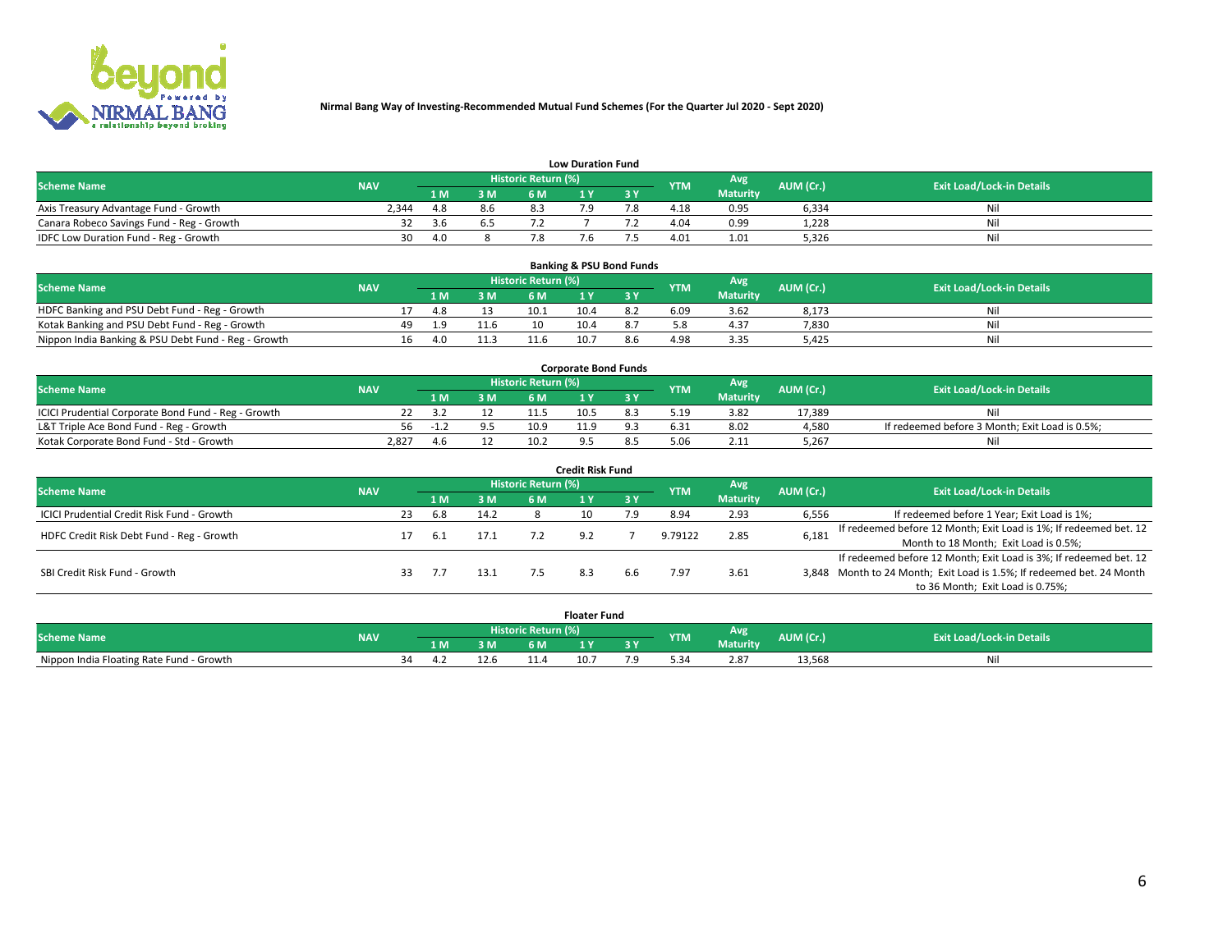**Nirmal Bang Way of Investing-Recommended Mutual Fund Schemes (For the Quarter Jul 2020 - Sept 2020)**

## Low Duration Fund

| Scheme Name | NAV | Historic Return (%) | | | | | YTM | Avg Maturity | AUM (Cr.) | Exit Load/Lock-in Details |
|---|---|---|---|---|---|---|---|---|---|---|
| | | 1 M | 3 M | 6 M | 1 Y | 3 Y | | | | |
| Axis Treasury Advantage Fund - Growth | 2,344 | 4.8 | 8.6 | 8.3 | 7.9 | 7.8 | 4.18 | 0.95 | 6,334 | Nil |
| Canara Robeco Savings Fund - Reg - Growth | 32 | 3.6 | 6.5 | 7.2 | 7 | 7.2 | 4.04 | 0.99 | 1,228 | Nil |
| IDFC Low Duration Fund - Reg - Growth | 30 | 4.0 | 8 | 7.8 | 7.6 | 7.5 | 4.01 | 1.01 | 5,326 | Nil |

## Banking & PSU Bond Funds

| Scheme Name | NAV | Historic Return (%) | | | | | YTM | Avg Maturity | AUM (Cr.) | Exit Load/Lock-in Details |
|---|---|---|---|---|---|---|---|---|---|---|
| | | 1 M | 3 M | 6 M | 1 Y | 3 Y | | | | |
| HDFC Banking and PSU Debt Fund - Reg - Growth | 17 | 4.8 | 13 | 10.1 | 10.4 | 8.2 | 6.09 | 3.62 | 8,173 | Nil |
| Kotak Banking and PSU Debt Fund - Reg - Growth | 49 | 1.9 | 11.6 | 10 | 10.4 | 8.7 | 5.8 | 4.37 | 7,830 | Nil |
| Nippon India Banking & PSU Debt Fund - Reg - Growth | 16 | 4.0 | 11.3 | 11.6 | 10.7 | 8.6 | 4.98 | 3.35 | 5,425 | Nil |

## Corporate Bond Funds

| Scheme Name | NAV | Historic Return (%) | | | | | YTM | Avg Maturity | AUM (Cr.) | Exit Load/Lock-in Details |
|---|---|---|---|---|---|---|---|---|---|---|
| | | 1 M | 3 M | 6 M | 1 Y | 3 Y | | | | |
| ICICI Prudential Corporate Bond Fund - Reg - Growth | 22 | 3.2 | 12 | 11.5 | 10.5 | 8.3 | 5.19 | 3.82 | 17,389 | Nil |
| L&T Triple Ace Bond Fund - Reg - Growth | 56 | -1.2 | 9.5 | 10.9 | 11.9 | 9.3 | 6.31 | 8.02 | 4,580 | If redeemed before 3 Month; Exit Load is 0.5%; |
| Kotak Corporate Bond Fund - Std - Growth | 2,827 | 4.6 | 12 | 10.2 | 9.5 | 8.5 | 5.06 | 2.11 | 5,267 | Nil |

## Credit Risk Fund

| Scheme Name | NAV | Historic Return (%) | | | | | YTM | Avg Maturity | AUM (Cr.) | Exit Load/Lock-in Details |
|---|---|---|---|---|---|---|---|---|---|---|
| | | 1 M | 3 M | 6 M | 1 Y | 3 Y | | | | |
| ICICI Prudential Credit Risk Fund - Growth | 23 | 6.8 | 14.2 | 8 | 10 | 7.9 | 8.94 | 2.93 | 6,556 | If redeemed before 1 Year; Exit Load is 1%; |
| HDFC Credit Risk Debt Fund - Reg - Growth | 17 | 6.1 | 17.1 | 7.2 | 9.2 | 7 | 9.79122 | 2.85 | 6,181 | If redeemed before 12 Month; Exit Load is 1%; If redeemed bet. 12 Month to 18 Month; Exit Load is 0.5%; |
| SBI Credit Risk Fund - Growth | 33 | 7.7 | 13.1 | 7.5 | 8.3 | 6.6 | 7.97 | 3.61 | 3,848 | If redeemed before 12 Month; Exit Load is 3%; If redeemed bet. 12 Month to 24 Month; Exit Load is 1.5%; If redeemed bet. 24 Month to 36 Month; Exit Load is 0.75%; |

## Floater Fund

| Scheme Name | NAV | Historic Return (%) | | | | | YTM | Avg Maturity | AUM (Cr.) | Exit Load/Lock-in Details |
|---|---|---|---|---|---|---|---|---|---|---|
| | | 1 M | 3 M | 6 M | 1 Y | 3 Y | | | | |
| Nippon India Floating Rate Fund - Growth | 34 | 4.2 | 12.6 | 11.4 | 10.7 | 7.9 | 5.34 | 2.87 | 13,568 | Nil |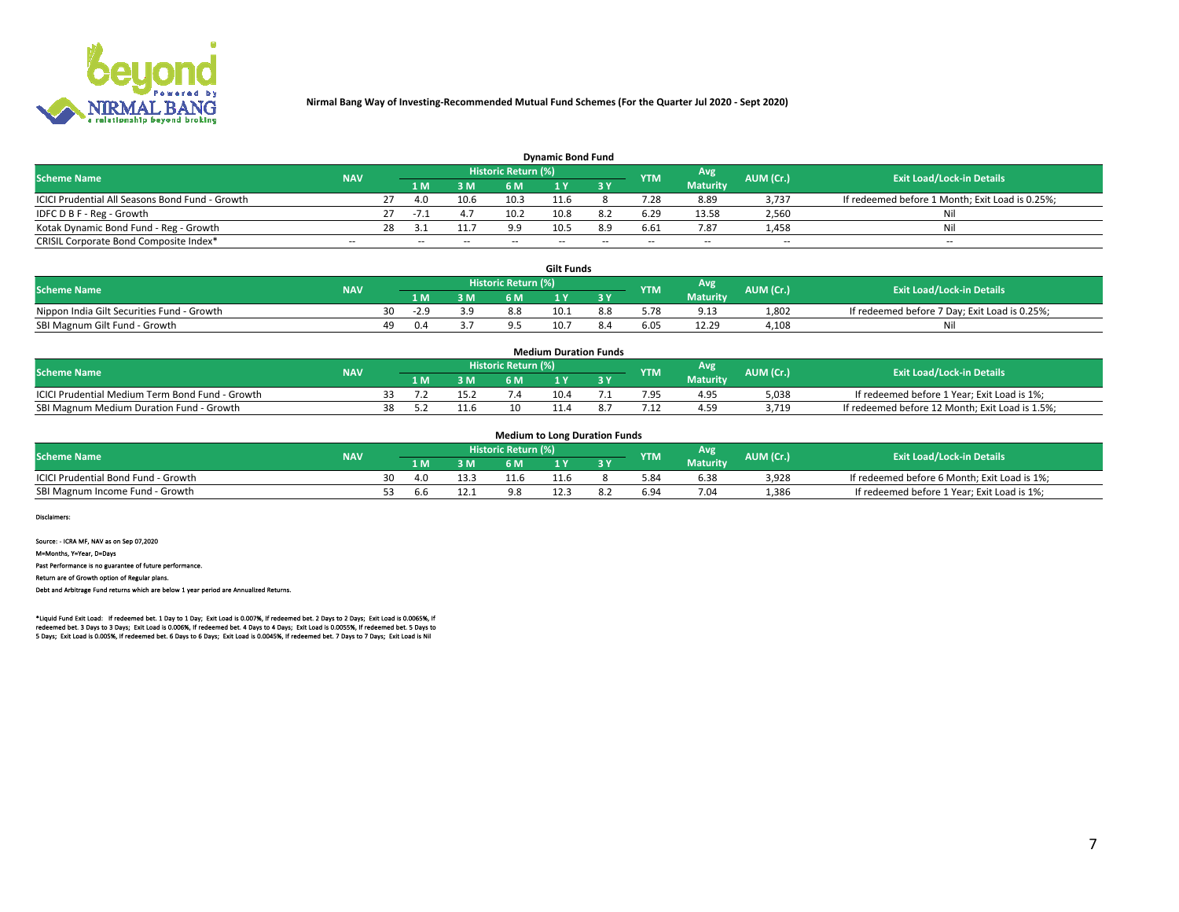**Nirmal Bang Way of Investing-Recommended Mutual Fund Schemes (For the Quarter Jul 2020 - Sept 2020)**

### Dynamic Bond Fund

| Scheme Name | NAV | Historic Return (%) | | | | | YTM | Avg Maturity | AUM (Cr.) | Exit Load/Lock-in Details |
|---|---|---|---|---|---|---|---|---|---|---|
| | | 1 M | 3 M | 6 M | 1 Y | 3 Y | | | | |
| ICICI Prudential All Seasons Bond Fund - Growth | 27 | 4.0 | 10.6 | 10.3 | 11.6 | 8 | 7.28 | 8.89 | 3,737 | If redeemed before 1 Month; Exit Load is 0.25%; |
| IDFC D B F - Reg - Growth | 27 | -7.1 | 4.7 | 10.2 | 10.8 | 8.2 | 6.29 | 13.58 | 2,560 | Nil |
| Kotak Dynamic Bond Fund - Reg - Growth | 28 | 3.1 | 11.7 | 9.9 | 10.5 | 8.9 | 6.61 | 7.87 | 1,458 | Nil |
| CRISIL Corporate Bond Composite Index* | -- | -- | -- | -- | -- | -- | -- | -- | -- | -- |

### Gilt Funds

| Scheme Name | NAV | Historic Return (%) | | | | | YTM | Avg Maturity | AUM (Cr.) | Exit Load/Lock-in Details |
|---|---|---|---|---|---|---|---|---|---|---|
| | | 1 M | 3 M | 6 M | 1 Y | 3 Y | | | | |
| Nippon India Gilt Securities Fund - Growth | 30 | -2.9 | 3.9 | 8.8 | 10.1 | 8.8 | 5.78 | 9.13 | 1,802 | If redeemed before 7 Day; Exit Load is 0.25%; |
| SBI Magnum Gilt Fund - Growth | 49 | 0.4 | 3.7 | 9.5 | 10.7 | 8.4 | 6.05 | 12.29 | 4,108 | Nil |

### Medium Duration Funds

| Scheme Name | NAV | Historic Return (%) | | | | | YTM | Avg Maturity | AUM (Cr.) | Exit Load/Lock-in Details |
|---|---|---|---|---|---|---|---|---|---|---|
| | | 1 M | 3 M | 6 M | 1 Y | 3 Y | | | | |
| ICICI Prudential Medium Term Bond Fund - Growth | 33 | 7.2 | 15.2 | 7.4 | 10.4 | 7.1 | 7.95 | 4.95 | 5,038 | If redeemed before 1 Year; Exit Load is 1%; |
| SBI Magnum Medium Duration Fund - Growth | 38 | 5.2 | 11.6 | 10 | 11.4 | 8.7 | 7.12 | 4.59 | 3,719 | If redeemed before 12 Month; Exit Load is 1.5%; |

### Medium to Long Duration Funds

| Scheme Name | NAV | Historic Return (%) | | | | | YTM | Avg Maturity | AUM (Cr.) | Exit Load/Lock-in Details |
|---|---|---|---|---|---|---|---|---|---|---|
| | | 1 M | 3 M | 6 M | 1 Y | 3 Y | | | | |
| ICICI Prudential Bond Fund - Growth | 30 | 4.0 | 13.3 | 11.6 | 11.6 | 8 | 5.84 | 6.38 | 3,928 | If redeemed before 6 Month; Exit Load is 1%; |
| SBI Magnum Income Fund - Growth | 53 | 6.6 | 12.1 | 9.8 | 12.3 | 8.2 | 6.94 | 7.04 | 1,386 | If redeemed before 1 Year; Exit Load is 1%; |

Disclaimers:

Source: - ICRA MF, NAV as on Sep 07,2020

M=Months, Y=Year, D=Days

Past Performance is no guarantee of future performance.

Return are of Growth option of Regular plans.

Debt and Arbitrage Fund returns which are below 1 year period are Annualized Returns.

*Liquid Fund Exit Load: If redeemed bet. 1 Day to 1 Day; Exit Load is 0.007%, If redeemed bet. 2 Days to 2 Days; Exit Load is 0.0065%, If redeemed bet. 3 Days to 3 Days; Exit Load is 0.006%, If redeemed bet. 4 Days to 4 Days; Exit Load is 0.0055%, If redeemed bet. 5 Days to 5 Days; Exit Load is 0.005%, If redeemed bet. 6 Days to 6 Days; Exit Load is 0.0045%, If redeemed bet. 7 Days to 7 Days; Exit Load is Nil